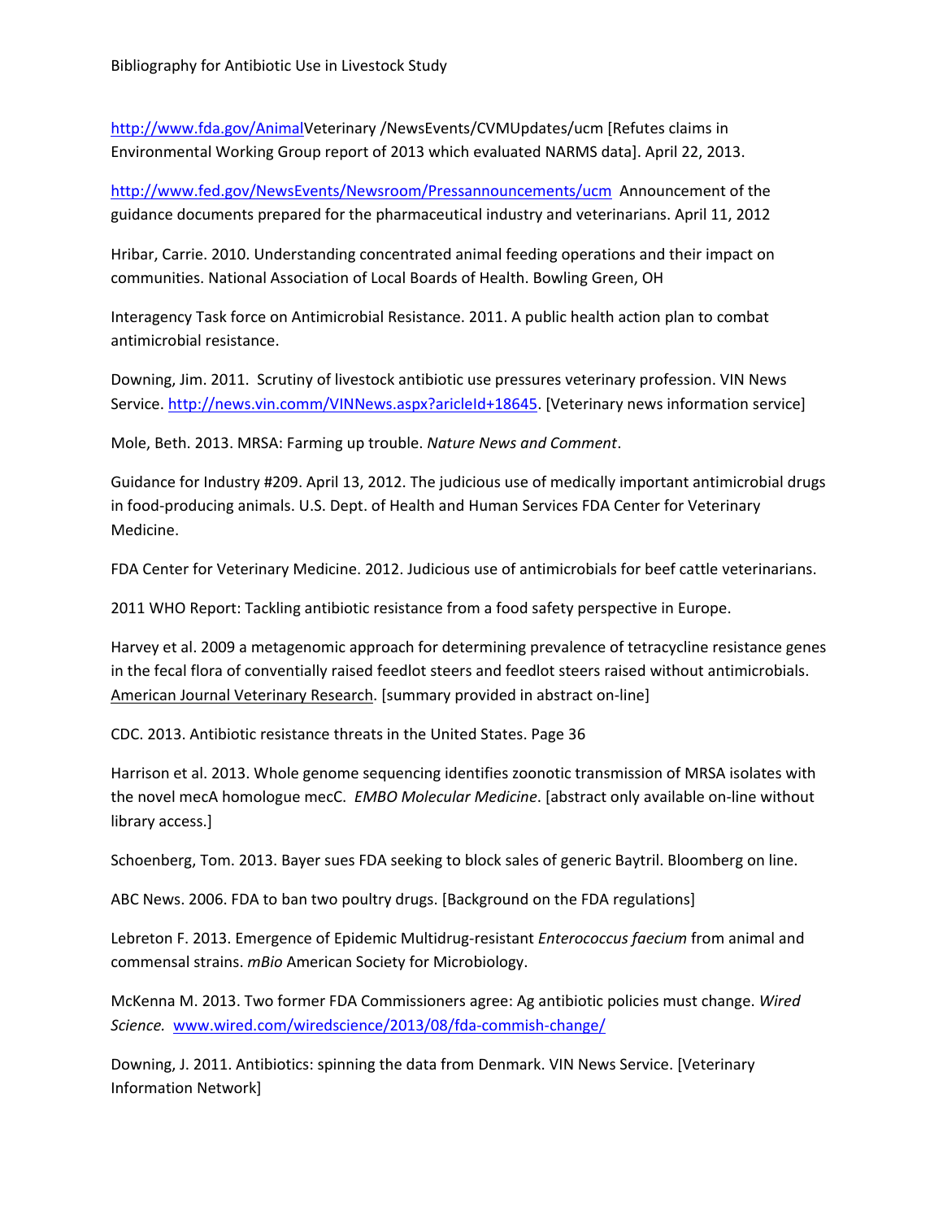Bibliography for Antibiotic Use in Livestock Study

http://www.fda.gov/AnimalVeterinary /NewsEvents/CVMUpdates/ucm [Refutes claims in Environmental Working Group report of 2013 which evaluated NARMS data]. April 22, 2013.

http://www.fed.gov/NewsEvents/Newsroom/Pressannouncements/ucm Announcement of the guidance documents prepared for the pharmaceutical industry and veterinarians. April 11, 2012

Hribar, Carrie. 2010. Understanding concentrated animal feeding operations and their impact on communities. National Association of Local Boards of Health. Bowling Green, OH

Interagency Task force on Antimicrobial Resistance. 2011. A public health action plan to combat antimicrobial resistance.

Downing, Jim. 2011. Scrutiny of livestock antibiotic use pressures veterinary profession. VIN News Service. http://news.vin.comm/VINNews.aspx?aricleId+18645. [Veterinary news information service]

Mole, Beth. 2013. MRSA: Farming up trouble. *Nature News and Comment*.

Guidance for Industry #209. April 13, 2012. The judicious use of medically important antimicrobial drugs in food-producing animals. U.S. Dept. of Health and Human Services FDA Center for Veterinary Medicine.

FDA Center for Veterinary Medicine. 2012. Judicious use of antimicrobials for beef cattle veterinarians.

2011 WHO Report: Tackling antibiotic resistance from a food safety perspective in Europe.

Harvey et al. 2009 a metagenomic approach for determining prevalence of tetracycline resistance genes in the fecal flora of conventially raised feedlot steers and feedlot steers raised without antimicrobials. American Journal Veterinary Research. [summary provided in abstract on-line]

CDC. 2013. Antibiotic resistance threats in the United States. Page 36

Harrison et al. 2013. Whole genome sequencing identifies zoonotic transmission of MRSA isolates with the novel mecA homologue mecC. *EMBO Molecular Medicine*. [abstract only available on-line without library access.]

Schoenberg, Tom. 2013. Bayer sues FDA seeking to block sales of generic Baytril. Bloomberg on line.

ABC News. 2006. FDA to ban two poultry drugs. [Background on the FDA regulations]

Lebreton F. 2013. Emergence of Epidemic Multidrug-resistant *Enterococcus faecium* from animal and commensal strains. *mBio* American Society for Microbiology.

McKenna M. 2013. Two former FDA Commissioners agree: Ag antibiotic policies must change. *Wired Science.* www.wired.com/wiredscience/2013/08/fda-commish-change/

Downing, J. 2011. Antibiotics: spinning the data from Denmark. VIN News Service. [Veterinary Information Network]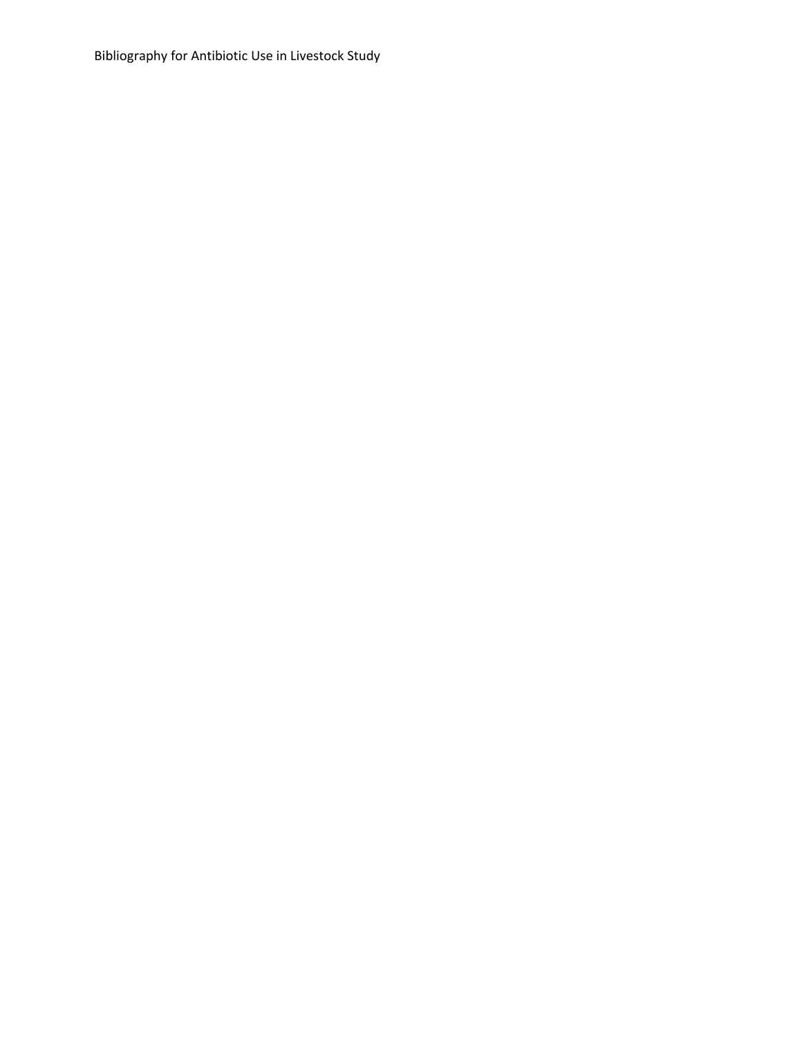Bibliography for Antibiotic Use in Livestock Study